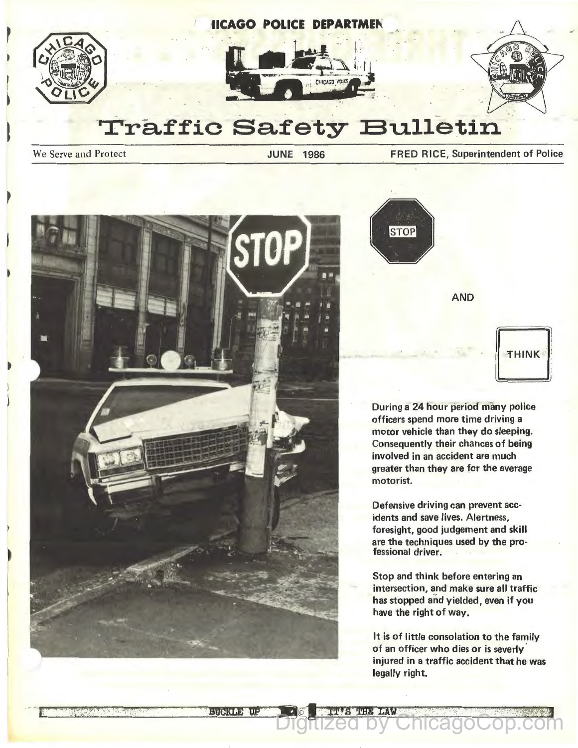CHICAGO POLICE DEPARTMENT

# Traffic Safety Bulletin

We Serve and Protect | JUNE 1986 | FRED RICE, Superintendent of Police

STOP

AND

THINK

During a 24 hour period many police officers spend more time driving a motor vehicle than they do sleeping. Consequently their chances of being involved in an accident are much greater than they are for the average motorist.

Defensive driving can prevent accidents and save lives. Alertness, foresight, good judgement and skill are the techniques used by the professional driver.

Stop and think before entering an intersection, and make sure all traffic has stopped and yielded, even if you have the right of way.

It is of little consolation to the family of an officer who dies or is severly injured in a traffic accident that he was legally right.

BUCKLE UP — IT'S THE LAW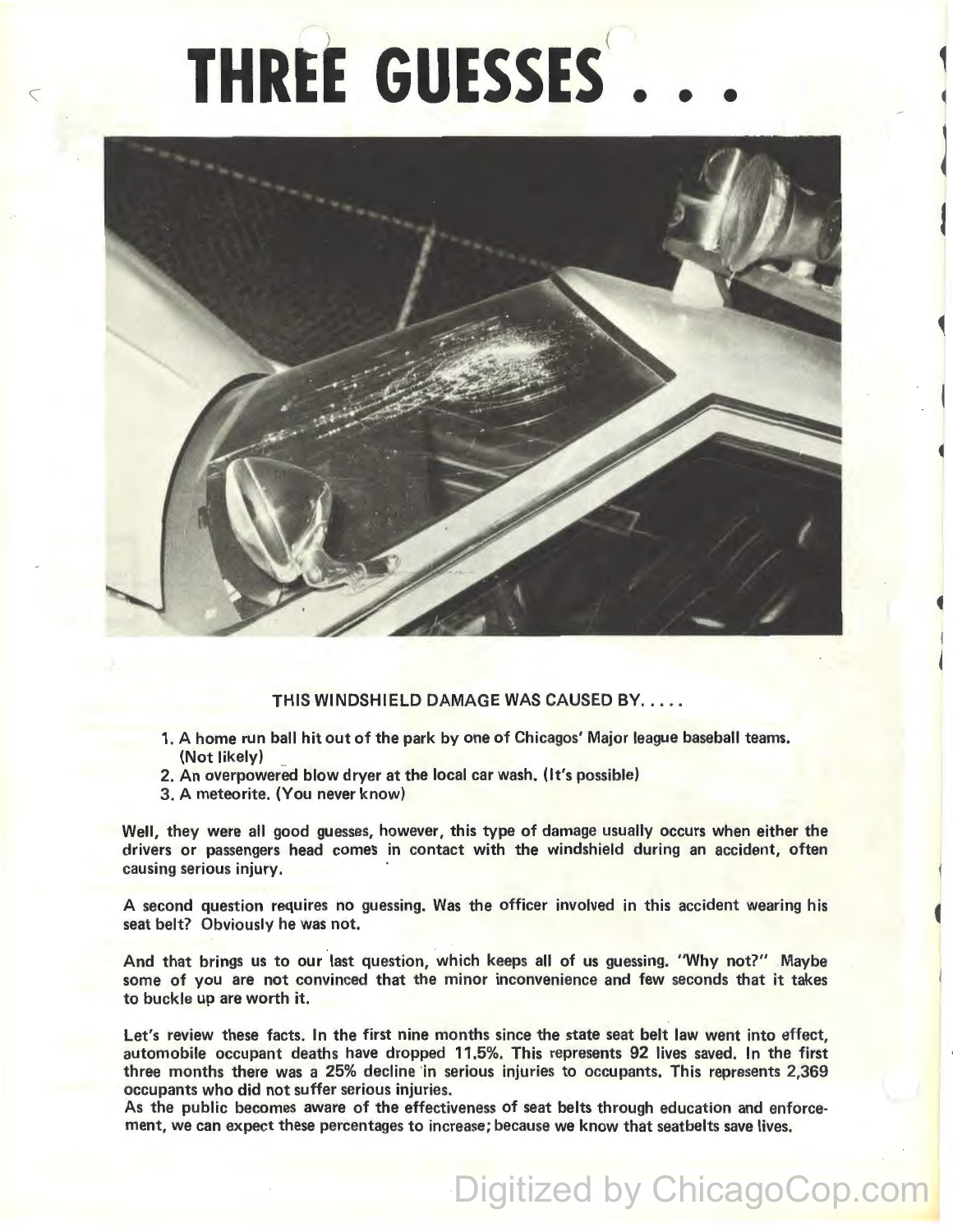# THREE GUESSES . . .

THIS WINDSHIELD DAMAGE WAS CAUSED BY. . . . .

1. A home run ball hit out of the park by one of Chicagos' Major league baseball teams. (Not likely)
2. An overpowered blow dryer at the local car wash. (It's possible)
3. A meteorite. (You never know)

Well, they were all good guesses, however, this type of damage usually occurs when either the drivers or passengers head comes in contact with the windshield during an accident, often causing serious injury.

A second question requires no guessing. Was the officer involved in this accident wearing his seat belt? Obviously he was not.

And that brings us to our last question, which keeps all of us guessing. "Why not?" Maybe some of you are not convinced that the minor inconvenience and few seconds that it takes to buckle up are worth it.

Let's review these facts. In the first nine months since the state seat belt law went into effect, automobile occupant deaths have dropped 11.5%. This represents 92 lives saved. In the first three months there was a 25% decline in serious injuries to occupants. This represents 2,369 occupants who did not suffer serious injuries.

As the public becomes aware of the effectiveness of seat belts through education and enforcement, we can expect these percentages to increase; because we know that seatbelts save lives.